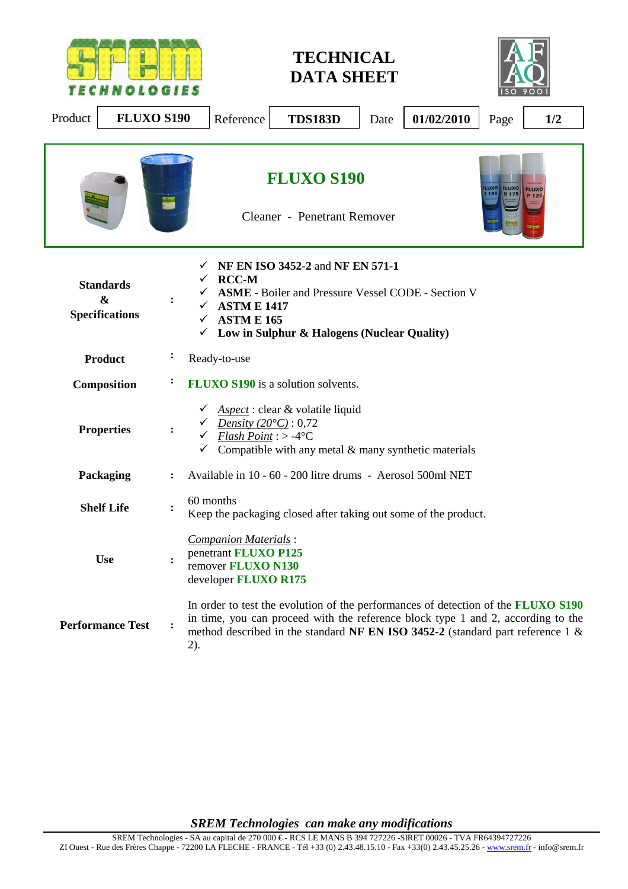# TECHNICAL DATA SHEET

| Product | FLUXO S190 | Reference | TDS183D | Date | 01/02/2010 |
|---|---|---|---|---|---|

## FLUXO S190

Cleaner - Penetrant Remover

| | | |
|---|---|---|
| **Standards & Specifications** | : | ✓ **NF EN ISO 3452-2** and **NF EN 571-1**<br>✓ **RCC-M**<br>✓ **ASME** - Boiler and Pressure Vessel CODE - Section V<br>✓ **ASTM E 1417**<br>✓ **ASTM E 165**<br>✓ **Low in Sulphur & Halogens (Nuclear Quality)** |
| **Product** | : | Ready-to-use |
| **Composition** | : | **FLUXO S190** is a solution solvents. |
| **Properties** | : | ✓ *Aspect* : clear & volatile liquid<br>✓ *Density (20°C)* : 0,72<br>✓ *Flash Point* : > -4°C<br>✓ Compatible with any metal & many synthetic materials |
| **Packaging** | : | Available in 10 - 60 - 200 litre drums - Aerosol 500ml NET |
| **Shelf Life** | : | 60 months<br>Keep the packaging closed after taking out some of the product. |
| **Use** | : | *Companion Materials* :<br>penetrant **FLUXO P125**<br>remover **FLUXO N130**<br>developer **FLUXO R175** |
| **Performance Test** | : | In order to test the evolution of the performances of detection of the **FLUXO S190** in time, you can proceed with the reference block type 1 and 2, according to the method described in the standard **NF EN ISO 3452-2** (standard part reference 1 & 2). |

***SREM Technologies can make any modifications***

SREM Technologies - SA au capital de 270 000 € - RCS LE MANS B 394 727226 -SIRET 00026 - TVA FR64394727226
ZI Ouest - Rue des Frères Chappe - 72200 LA FLECHE - FRANCE - Tél +33 (0) 2.43.48.15.10 - Fax +33(0) 2.43.45.25.26 - www.srem.fr - info@srem.fr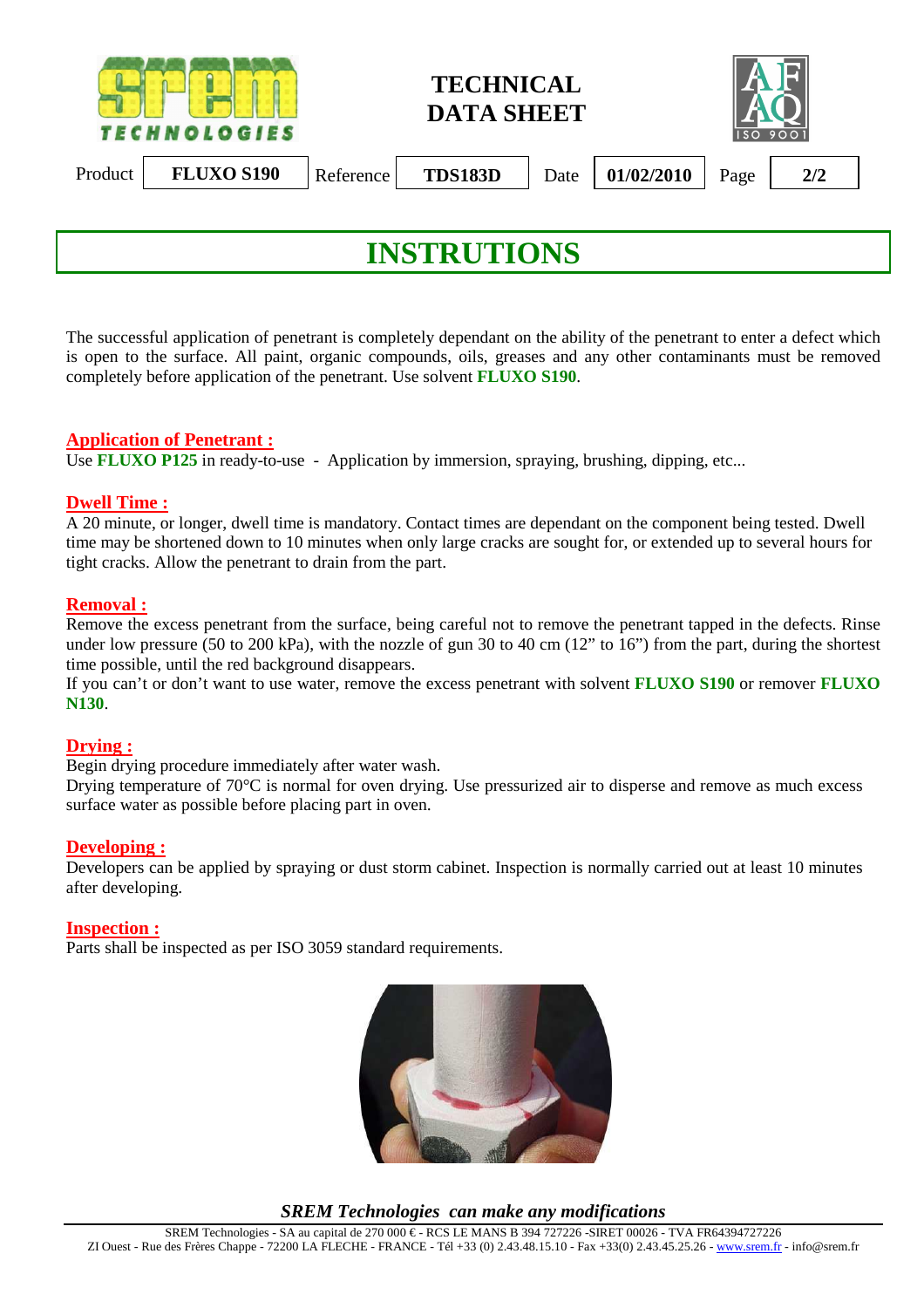**TECHNICAL DATA SHEET**

| Product | FLUXO S190 | Reference | TDS183D | Date | 01/02/2010 |
|---|---|---|---|---|---|

# INSTRUTIONS

The successful application of penetrant is completely dependant on the ability of the penetrant to enter a defect which is open to the surface. All paint, organic compounds, oils, greases and any other contaminants must be removed completely before application of the penetrant. Use solvent **FLUXO S190**.

## Application of Penetrant :

Use **FLUXO P125** in ready-to-use - Application by immersion, spraying, brushing, dipping, etc...

## Dwell Time :

A 20 minute, or longer, dwell time is mandatory. Contact times are dependant on the component being tested. Dwell time may be shortened down to 10 minutes when only large cracks are sought for, or extended up to several hours for tight cracks. Allow the penetrant to drain from the part.

## Removal :

Remove the excess penetrant from the surface, being careful not to remove the penetrant tapped in the defects. Rinse under low pressure (50 to 200 kPa), with the nozzle of gun 30 to 40 cm (12" to 16") from the part, during the shortest time possible, until the red background disappears.

If you can't or don't want to use water, remove the excess penetrant with solvent **FLUXO S190** or remover **FLUXO N130**.

## Drying :

Begin drying procedure immediately after water wash.

Drying temperature of 70°C is normal for oven drying. Use pressurized air to disperse and remove as much excess surface water as possible before placing part in oven.

## Developing :

Developers can be applied by spraying or dust storm cabinet. Inspection is normally carried out at least 10 minutes after developing.

## Inspection :

Parts shall be inspected as per ISO 3059 standard requirements.

***SREM Technologies can make any modifications***

SREM Technologies - SA au capital de 270 000 € - RCS LE MANS B 394 727226 -SIRET 00026 - TVA FR64394727226
ZI Ouest - Rue des Frères Chappe - 72200 LA FLECHE - FRANCE - Tél +33 (0) 2.43.48.15.10 - Fax +33(0) 2.43.45.25.26 - www.srem.fr - info@srem.fr